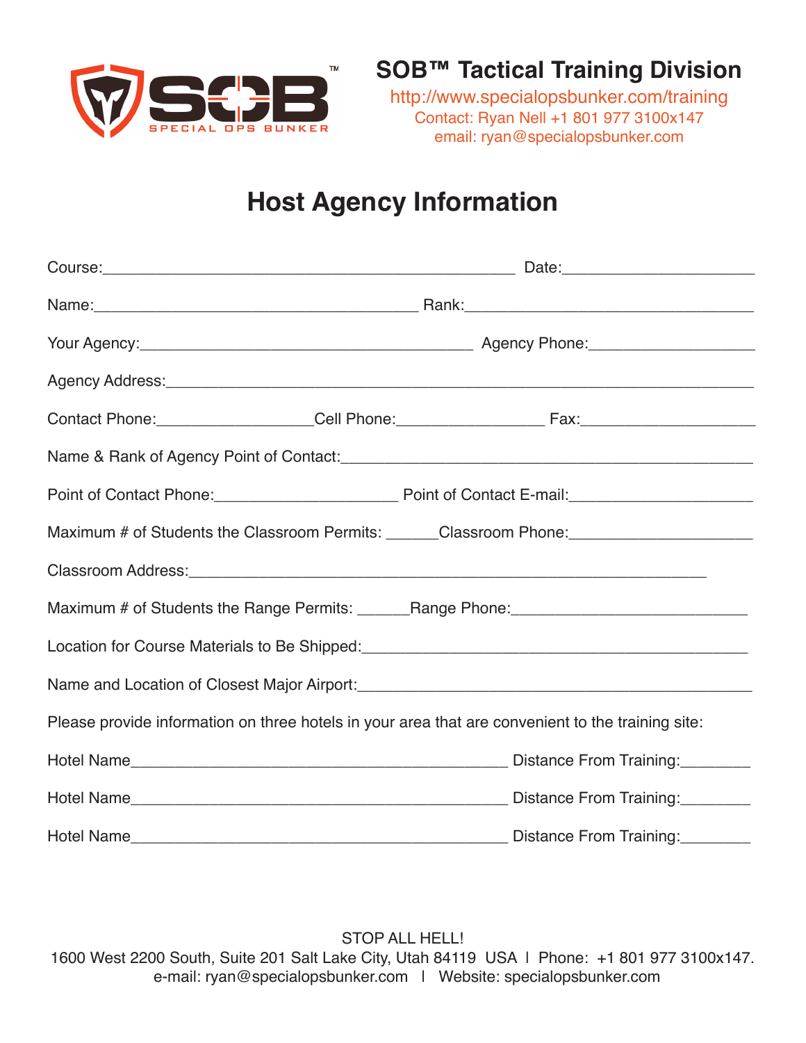SOB™ SPECIAL OPS BUNKER

## SOB™ Tactical Training Division

http://www.specialopsbunker.com/training
Contact: Ryan Nell +1 801 977 3100x147
email: ryan@specialopsbunker.com

# Host Agency Information

Course:_______________________________________________ Date:______________________

Name:____________________________________ Rank:_________________________________

Your Agency:_____________________________________ Agency Phone:___________________

Agency Address:_________________________________________________________________

Contact Phone:_________________Cell Phone:________________ Fax:____________________

Name & Rank of Agency Point of Contact:_____________________________________________

Point of Contact Phone:____________________ Point of Contact E-mail:____________________

Maximum # of Students the Classroom Permits: ______Classroom Phone:____________________

Classroom Address:___________________________________________________________

Maximum # of Students the Range Permits: ______Range Phone:__________________________

Location for Course Materials to Be Shipped:___________________________________________

Name and Location of Closest Major Airport:___________________________________________

Please provide information on three hotels in your area that are convenient to the training site:

Hotel Name___________________________________________ Distance From Training:________

Hotel Name___________________________________________ Distance From Training:________

Hotel Name___________________________________________ Distance From Training:________

STOP ALL HELL!
1600 West 2200 South, Suite 201 Salt Lake City, Utah 84119 USA | Phone: +1 801 977 3100x147.
e-mail: ryan@specialopsbunker.com | Website: specialopsbunker.com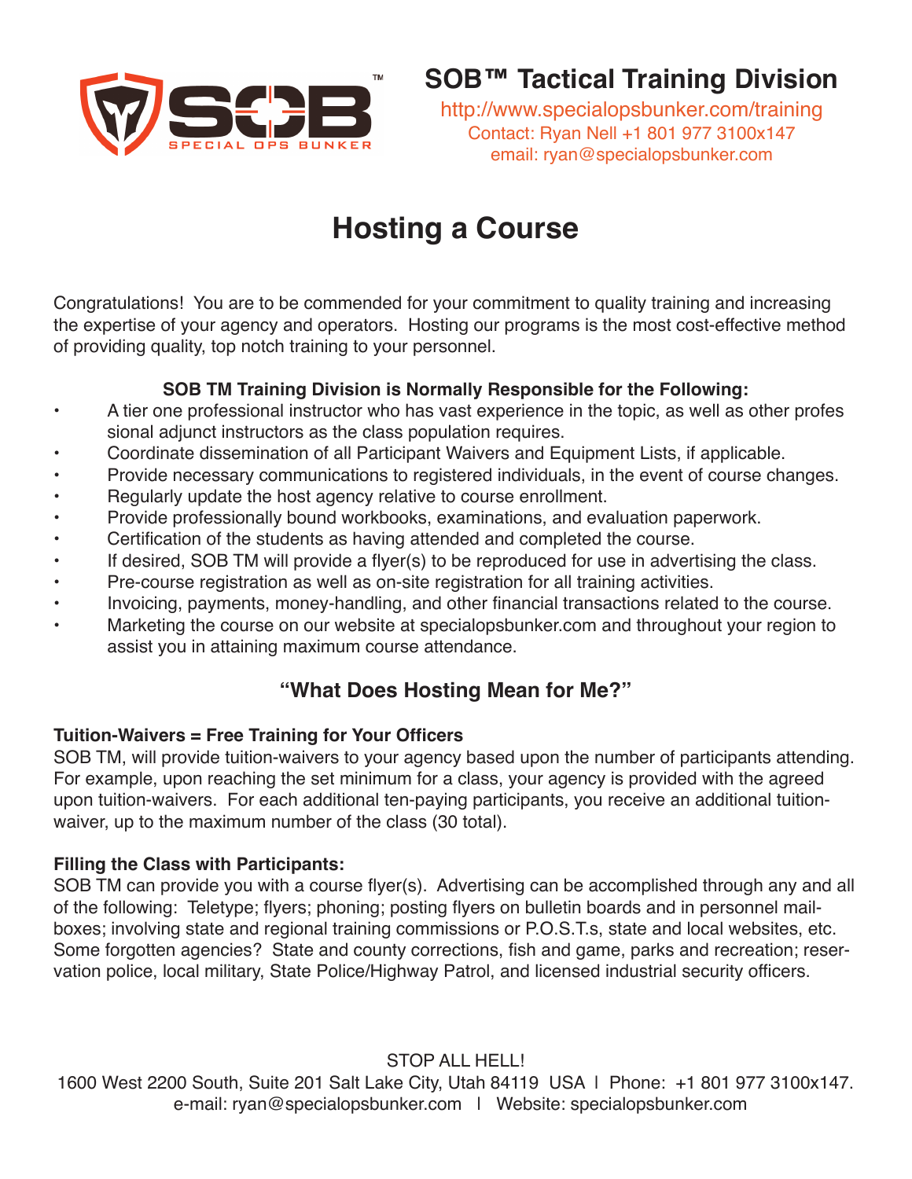## SOB™ Tactical Training Division

http://www.specialopsbunker.com/training
Contact: Ryan Nell +1 801 977 3100x147
email: ryan@specialopsbunker.com

# Hosting a Course

Congratulations! You are to be commended for your commitment to quality training and increasing the expertise of your agency and operators. Hosting our programs is the most cost-effective method of providing quality, top notch training to your personnel.

**SOB TM Training Division is Normally Responsible for the Following:**

- A tier one professional instructor who has vast experience in the topic, as well as other professional adjunct instructors as the class population requires.
- Coordinate dissemination of all Participant Waivers and Equipment Lists, if applicable.
- Provide necessary communications to registered individuals, in the event of course changes.
- Regularly update the host agency relative to course enrollment.
- Provide professionally bound workbooks, examinations, and evaluation paperwork.
- Certification of the students as having attended and completed the course.
- If desired, SOB TM will provide a flyer(s) to be reproduced for use in advertising the class.
- Pre-course registration as well as on-site registration for all training activities.
- Invoicing, payments, money-handling, and other financial transactions related to the course.
- Marketing the course on our website at specialopsbunker.com and throughout your region to assist you in attaining maximum course attendance.

## "What Does Hosting Mean for Me?"

**Tuition-Waivers = Free Training for Your Officers**
SOB TM, will provide tuition-waivers to your agency based upon the number of participants attending. For example, upon reaching the set minimum for a class, your agency is provided with the agreed upon tuition-waivers. For each additional ten-paying participants, you receive an additional tuition-waiver, up to the maximum number of the class (30 total).

**Filling the Class with Participants:**
SOB TM can provide you with a course flyer(s). Advertising can be accomplished through any and all of the following: Teletype; flyers; phoning; posting flyers on bulletin boards and in personnel mailboxes; involving state and regional training commissions or P.O.S.T.s, state and local websites, etc. Some forgotten agencies? State and county corrections, fish and game, parks and recreation; reservation police, local military, State Police/Highway Patrol, and licensed industrial security officers.

STOP ALL HELL!
1600 West 2200 South, Suite 201 Salt Lake City, Utah 84119 USA | Phone: +1 801 977 3100x147.
e-mail: ryan@specialopsbunker.com | Website: specialopsbunker.com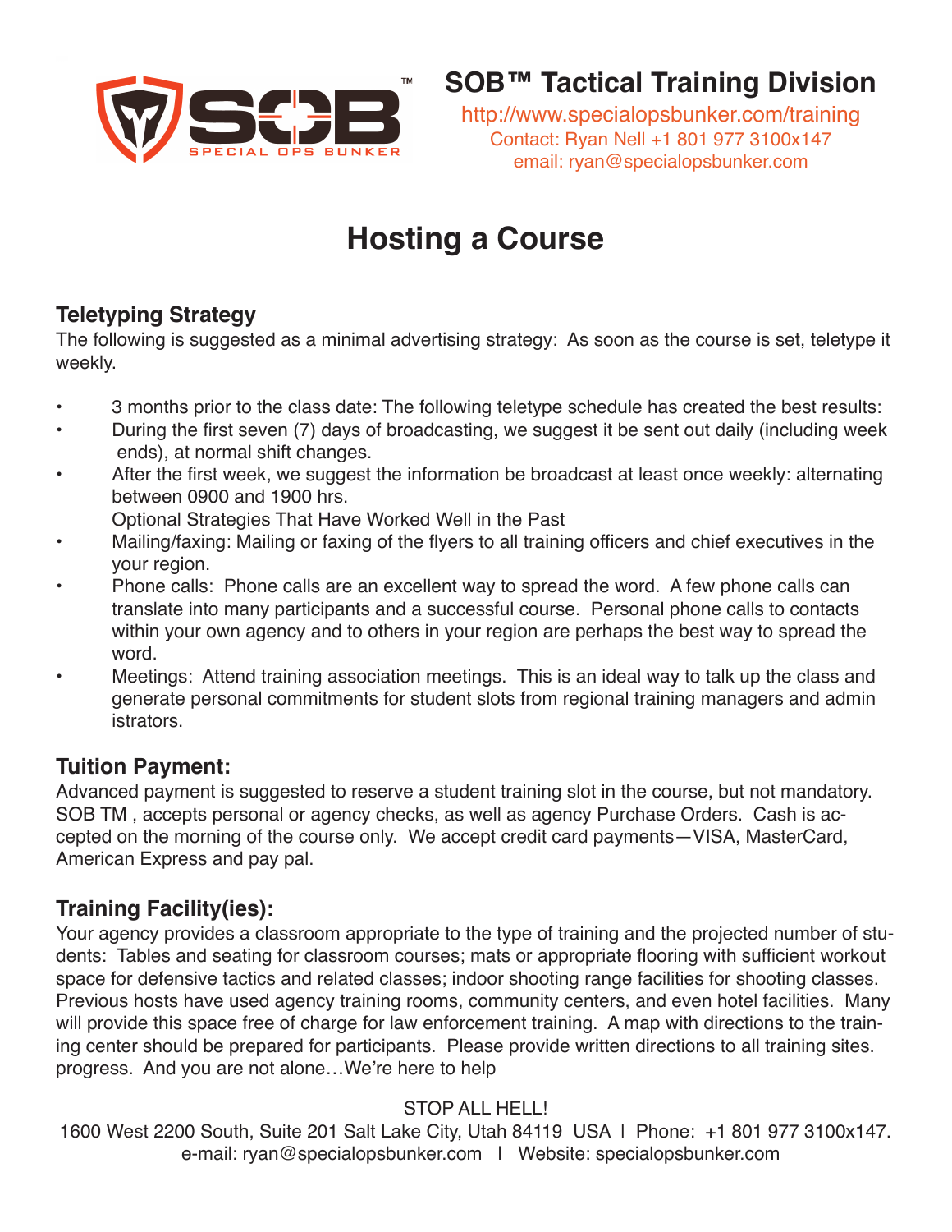## SOB™ Tactical Training Division

http://www.specialopsbunker.com/training
Contact: Ryan Nell +1 801 977 3100x147
email: ryan@specialopsbunker.com

# Hosting a Course

### Teletyping Strategy

The following is suggested as a minimal advertising strategy: As soon as the course is set, teletype it weekly.

- 3 months prior to the class date: The following teletype schedule has created the best results:
- During the first seven (7) days of broadcasting, we suggest it be sent out daily (including week ends), at normal shift changes.
- After the first week, we suggest the information be broadcast at least once weekly: alternating between 0900 and 1900 hrs.

  Optional Strategies That Have Worked Well in the Past
- Mailing/faxing: Mailing or faxing of the flyers to all training officers and chief executives in the your region.
- Phone calls: Phone calls are an excellent way to spread the word. A few phone calls can translate into many participants and a successful course. Personal phone calls to contacts within your own agency and to others in your region are perhaps the best way to spread the word.
- Meetings: Attend training association meetings. This is an ideal way to talk up the class and generate personal commitments for student slots from regional training managers and administrators.

### Tuition Payment:

Advanced payment is suggested to reserve a student training slot in the course, but not mandatory. SOB TM , accepts personal or agency checks, as well as agency Purchase Orders. Cash is accepted on the morning of the course only. We accept credit card payments—VISA, MasterCard, American Express and pay pal.

### Training Facility(ies):

Your agency provides a classroom appropriate to the type of training and the projected number of students: Tables and seating for classroom courses; mats or appropriate flooring with sufficient workout space for defensive tactics and related classes; indoor shooting range facilities for shooting classes. Previous hosts have used agency training rooms, community centers, and even hotel facilities. Many will provide this space free of charge for law enforcement training. A map with directions to the training center should be prepared for participants. Please provide written directions to all training sites. progress. And you are not alone…We're here to help

STOP ALL HELL!

1600 West 2200 South, Suite 201 Salt Lake City, Utah 84119 USA | Phone: +1 801 977 3100x147.
e-mail: ryan@specialopsbunker.com | Website: specialopsbunker.com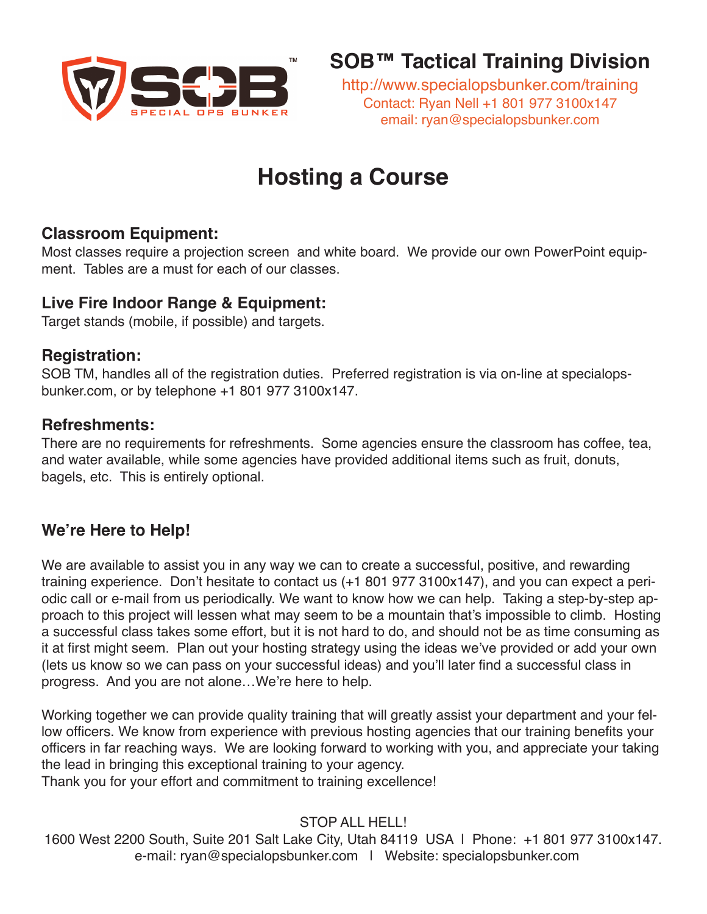# SOB™ Tactical Training Division

http://www.specialopsbunker.com/training
Contact: Ryan Nell +1 801 977 3100x147
email: ryan@specialopsbunker.com

# Hosting a Course

### Classroom Equipment:

Most classes require a projection screen and white board. We provide our own PowerPoint equipment. Tables are a must for each of our classes.

### Live Fire Indoor Range & Equipment:

Target stands (mobile, if possible) and targets.

### Registration:

SOB TM, handles all of the registration duties. Preferred registration is via on-line at specialopsbunker.com, or by telephone +1 801 977 3100x147.

### Refreshments:

There are no requirements for refreshments. Some agencies ensure the classroom has coffee, tea, and water available, while some agencies have provided additional items such as fruit, donuts, bagels, etc. This is entirely optional.

### We're Here to Help!

We are available to assist you in any way we can to create a successful, positive, and rewarding training experience. Don't hesitate to contact us (+1 801 977 3100x147), and you can expect a periodic call or e-mail from us periodically. We want to know how we can help. Taking a step-by-step approach to this project will lessen what may seem to be a mountain that's impossible to climb. Hosting a successful class takes some effort, but it is not hard to do, and should not be as time consuming as it at first might seem. Plan out your hosting strategy using the ideas we've provided or add your own (lets us know so we can pass on your successful ideas) and you'll later find a successful class in progress. And you are not alone…We're here to help.

Working together we can provide quality training that will greatly assist your department and your fellow officers. We know from experience with previous hosting agencies that our training benefits your officers in far reaching ways. We are looking forward to working with you, and appreciate your taking the lead in bringing this exceptional training to your agency.
Thank you for your effort and commitment to training excellence!

STOP ALL HELL!
1600 West 2200 South, Suite 201 Salt Lake City, Utah 84119 USA | Phone: +1 801 977 3100x147.
e-mail: ryan@specialopsbunker.com | Website: specialopsbunker.com